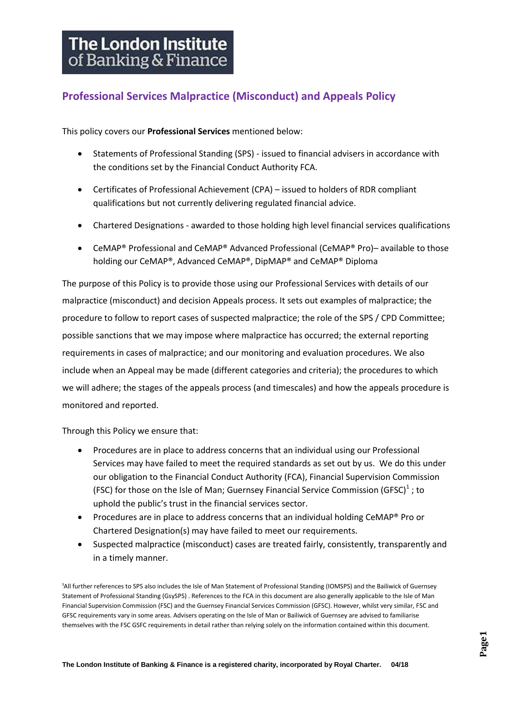# The London Institute of Banking & Finance

## Professional Services Malpractice (Misconduct) and Appeals Policy

This policy covers our **Professional Services** mentioned below:

- Statements of Professional Standing (SPS) - issued to financial advisers in accordance with the conditions set by the Financial Conduct Authority FCA.
- Certificates of Professional Achievement (CPA) – issued to holders of RDR compliant qualifications but not currently delivering regulated financial advice.
- Chartered Designations - awarded to those holding high level financial services qualifications
- CeMAP® Professional and CeMAP® Advanced Professional (CeMAP® Pro)– available to those holding our CeMAP®, Advanced CeMAP®, DipMAP® and CeMAP® Diploma

The purpose of this Policy is to provide those using our Professional Services with details of our malpractice (misconduct) and decision Appeals process. It sets out examples of malpractice; the procedure to follow to report cases of suspected malpractice; the role of the SPS / CPD Committee; possible sanctions that we may impose where malpractice has occurred; the external reporting requirements in cases of malpractice; and our monitoring and evaluation procedures. We also include when an Appeal may be made (different categories and criteria); the procedures to which we will adhere; the stages of the appeals process (and timescales) and how the appeals procedure is monitored and reported.

Through this Policy we ensure that:

- Procedures are in place to address concerns that an individual using our Professional Services may have failed to meet the required standards as set out by us. We do this under our obligation to the Financial Conduct Authority (FCA), Financial Supervision Commission (FSC) for those on the Isle of Man; Guernsey Financial Service Commission (GFSC)[1] ; to uphold the public's trust in the financial services sector.
- Procedures are in place to address concerns that an individual holding CeMAP® Pro or Chartered Designation(s) may have failed to meet our requirements.
- Suspected malpractice (misconduct) cases are treated fairly, consistently, transparently and in a timely manner.

[1] All further references to SPS also includes the Isle of Man Statement of Professional Standing (IOMSPS) and the Bailiwick of Guernsey Statement of Professional Standing (GsySPS) . References to the FCA in this document are also generally applicable to the Isle of Man Financial Supervision Commission (FSC) and the Guernsey Financial Services Commission (GFSC). However, whilst very similar, FSC and GFSC requirements vary in some areas. Advisers operating on the Isle of Man or Bailiwick of Guernsey are advised to familiarise themselves with the FSC GSFC requirements in detail rather than relying solely on the information contained within this document.

The London Institute of Banking & Finance is a registered charity, incorporated by Royal Charter. 04/18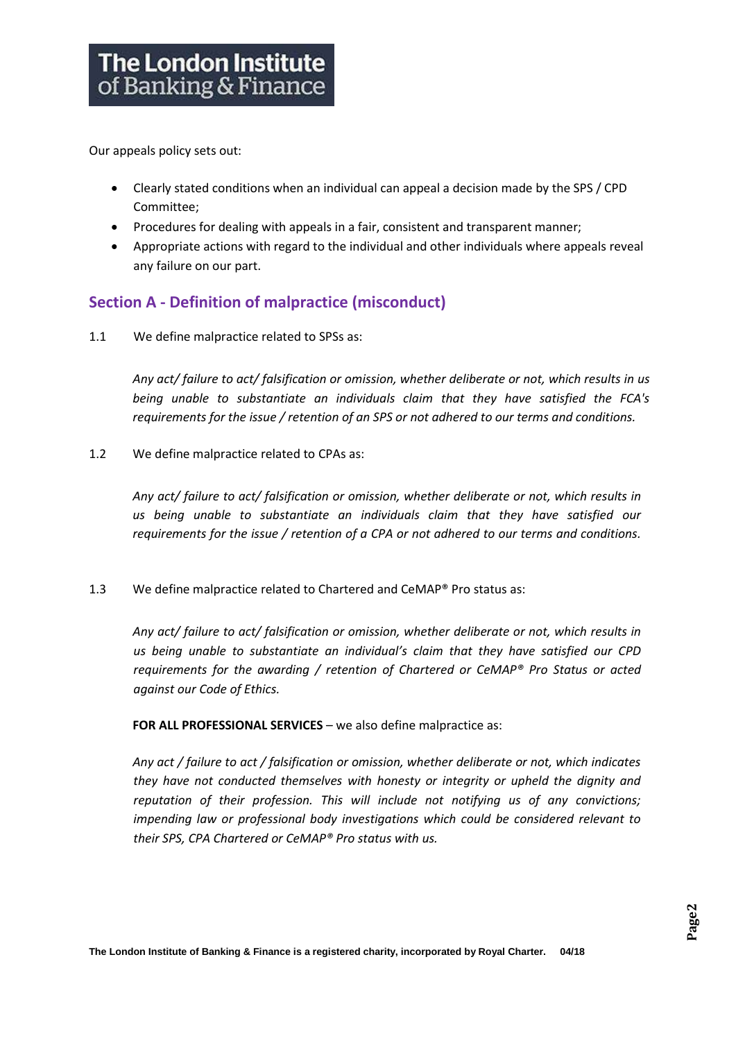Our appeals policy sets out:

- Clearly stated conditions when an individual can appeal a decision made by the SPS / CPD Committee;
- Procedures for dealing with appeals in a fair, consistent and transparent manner;
- Appropriate actions with regard to the individual and other individuals where appeals reveal any failure on our part.

## Section A - Definition of malpractice (misconduct)

1.1 We define malpractice related to SPSs as:

*Any act/ failure to act/ falsification or omission, whether deliberate or not, which results in us being unable to substantiate an individuals claim that they have satisfied the FCA's requirements for the issue / retention of an SPS or not adhered to our terms and conditions.*

1.2 We define malpractice related to CPAs as:

*Any act/ failure to act/ falsification or omission, whether deliberate or not, which results in us being unable to substantiate an individuals claim that they have satisfied our requirements for the issue / retention of a CPA or not adhered to our terms and conditions.*

1.3 We define malpractice related to Chartered and CeMAP® Pro status as:

*Any act/ failure to act/ falsification or omission, whether deliberate or not, which results in us being unable to substantiate an individual's claim that they have satisfied our CPD requirements for the awarding / retention of Chartered or CeMAP® Pro Status or acted against our Code of Ethics.*

**FOR ALL PROFESSIONAL SERVICES** – we also define malpractice as:

*Any act / failure to act / falsification or omission, whether deliberate or not, which indicates they have not conducted themselves with honesty or integrity or upheld the dignity and reputation of their profession. This will include not notifying us of any convictions; impending law or professional body investigations which could be considered relevant to their SPS, CPA Chartered or CeMAP® Pro status with us.*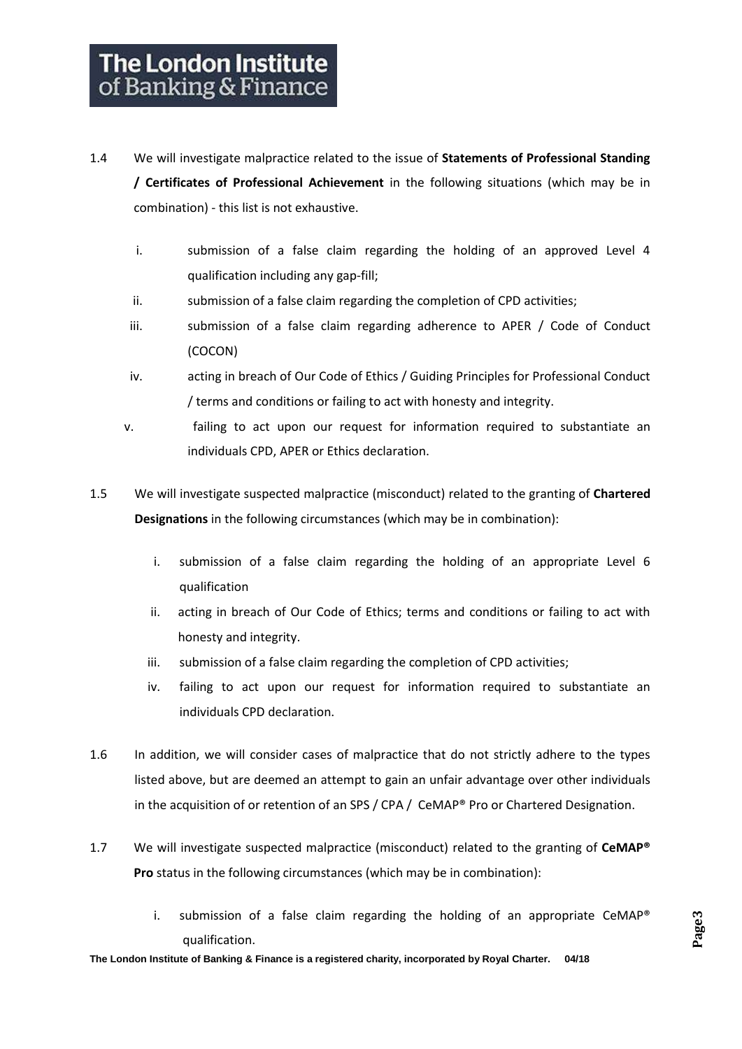1.4 We will investigate malpractice related to the issue of **Statements of Professional Standing / Certificates of Professional Achievement** in the following situations (which may be in combination) - this list is not exhaustive.

   i. submission of a false claim regarding the holding of an approved Level 4 qualification including any gap-fill;
   ii. submission of a false claim regarding the completion of CPD activities;
   iii. submission of a false claim regarding adherence to APER / Code of Conduct (COCON)
   iv. acting in breach of Our Code of Ethics / Guiding Principles for Professional Conduct / terms and conditions or failing to act with honesty and integrity.
   v. failing to act upon our request for information required to substantiate an individuals CPD, APER or Ethics declaration.

1.5 We will investigate suspected malpractice (misconduct) related to the granting of **Chartered Designations** in the following circumstances (which may be in combination):

   i. submission of a false claim regarding the holding of an appropriate Level 6 qualification
   ii. acting in breach of Our Code of Ethics; terms and conditions or failing to act with honesty and integrity.
   iii. submission of a false claim regarding the completion of CPD activities;
   iv. failing to act upon our request for information required to substantiate an individuals CPD declaration.

1.6 In addition, we will consider cases of malpractice that do not strictly adhere to the types listed above, but are deemed an attempt to gain an unfair advantage over other individuals in the acquisition of or retention of an SPS / CPA / CeMAP® Pro or Chartered Designation.

1.7 We will investigate suspected malpractice (misconduct) related to the granting of **CeMAP® Pro** status in the following circumstances (which may be in combination):

   i. submission of a false claim regarding the holding of an appropriate CeMAP® qualification.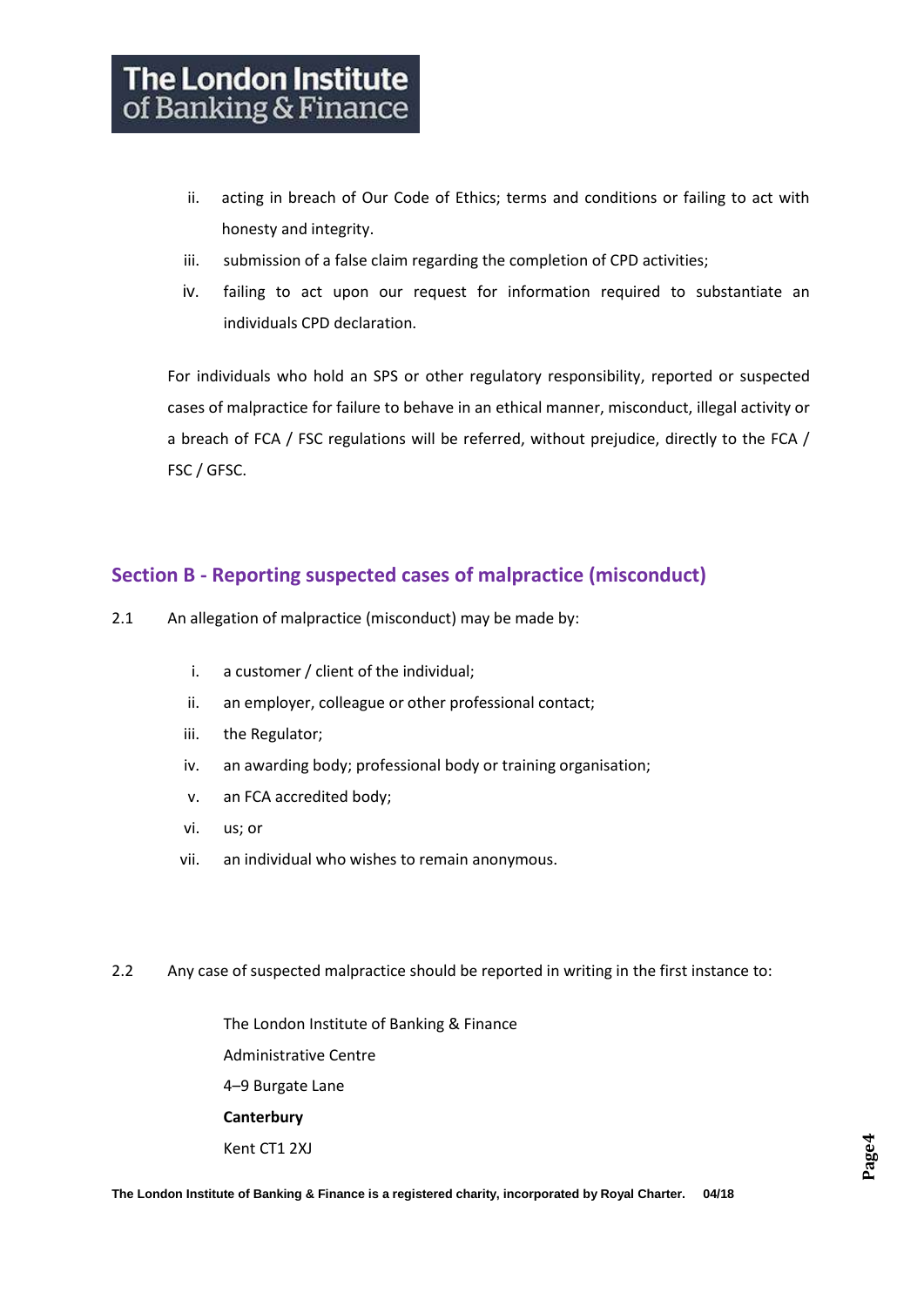ii. acting in breach of Our Code of Ethics; terms and conditions or failing to act with honesty and integrity.

iii. submission of a false claim regarding the completion of CPD activities;

iv. failing to act upon our request for information required to substantiate an individuals CPD declaration.

For individuals who hold an SPS or other regulatory responsibility, reported or suspected cases of malpractice for failure to behave in an ethical manner, misconduct, illegal activity or a breach of FCA / FSC regulations will be referred, without prejudice, directly to the FCA / FSC / GFSC.

## Section B - Reporting suspected cases of malpractice (misconduct)

2.1 An allegation of malpractice (misconduct) may be made by:

i. a customer / client of the individual;

ii. an employer, colleague or other professional contact;

iii. the Regulator;

iv. an awarding body; professional body or training organisation;

v. an FCA accredited body;

vi. us; or

vii. an individual who wishes to remain anonymous.

2.2 Any case of suspected malpractice should be reported in writing in the first instance to:

The London Institute of Banking & Finance
Administrative Centre
4–9 Burgate Lane
**Canterbury**
Kent CT1 2XJ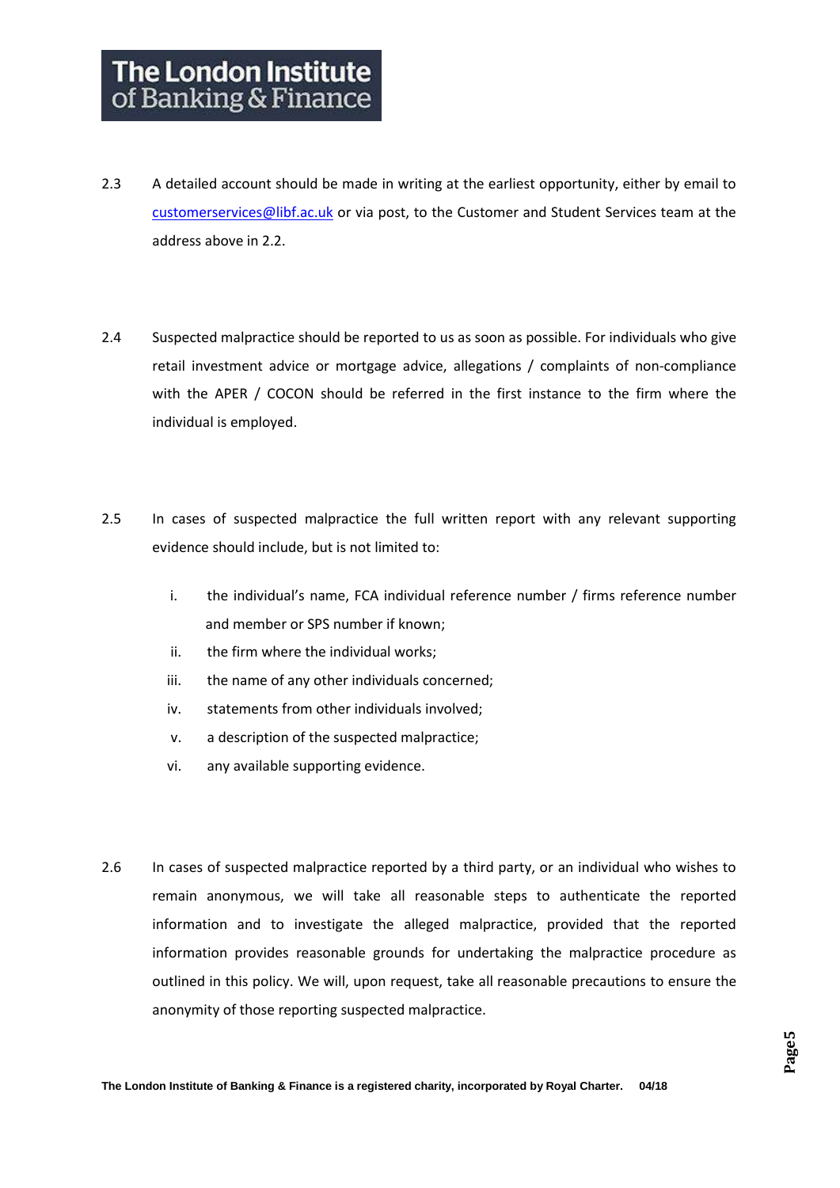2.3 A detailed account should be made in writing at the earliest opportunity, either by email to customerservices@libf.ac.uk or via post, to the Customer and Student Services team at the address above in 2.2.

2.4 Suspected malpractice should be reported to us as soon as possible. For individuals who give retail investment advice or mortgage advice, allegations / complaints of non-compliance with the APER / COCON should be referred in the first instance to the firm where the individual is employed.

2.5 In cases of suspected malpractice the full written report with any relevant supporting evidence should include, but is not limited to:

   i. the individual's name, FCA individual reference number / firms reference number and member or SPS number if known;
   ii. the firm where the individual works;
   iii. the name of any other individuals concerned;
   iv. statements from other individuals involved;
   v. a description of the suspected malpractice;
   vi. any available supporting evidence.

2.6 In cases of suspected malpractice reported by a third party, or an individual who wishes to remain anonymous, we will take all reasonable steps to authenticate the reported information and to investigate the alleged malpractice, provided that the reported information provides reasonable grounds for undertaking the malpractice procedure as outlined in this policy. We will, upon request, take all reasonable precautions to ensure the anonymity of those reporting suspected malpractice.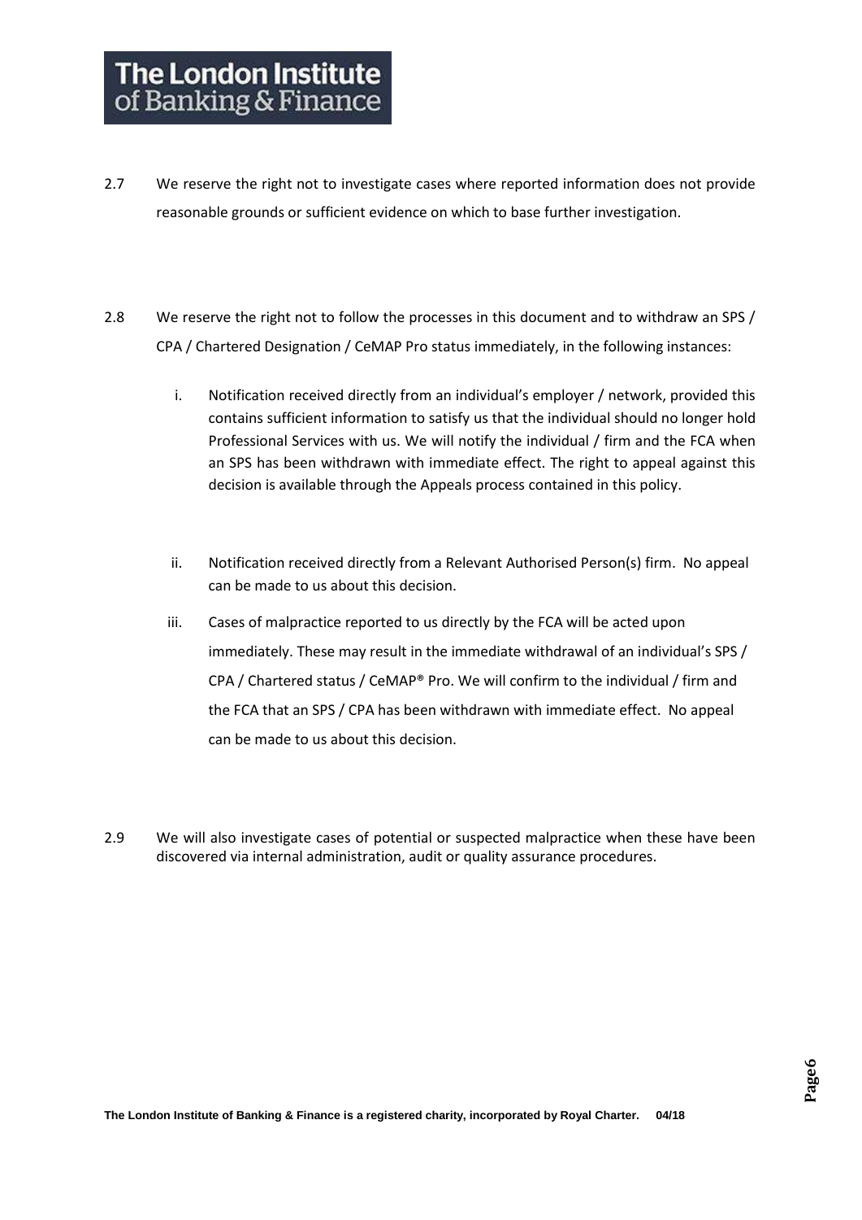2.7 We reserve the right not to investigate cases where reported information does not provide reasonable grounds or sufficient evidence on which to base further investigation.

2.8 We reserve the right not to follow the processes in this document and to withdraw an SPS / CPA / Chartered Designation / CeMAP Pro status immediately, in the following instances:

i. Notification received directly from an individual's employer / network, provided this contains sufficient information to satisfy us that the individual should no longer hold Professional Services with us. We will notify the individual / firm and the FCA when an SPS has been withdrawn with immediate effect. The right to appeal against this decision is available through the Appeals process contained in this policy.

ii. Notification received directly from a Relevant Authorised Person(s) firm. No appeal can be made to us about this decision.

iii. Cases of malpractice reported to us directly by the FCA will be acted upon immediately. These may result in the immediate withdrawal of an individual's SPS / CPA / Chartered status / CeMAP® Pro. We will confirm to the individual / firm and the FCA that an SPS / CPA has been withdrawn with immediate effect. No appeal can be made to us about this decision.

2.9 We will also investigate cases of potential or suspected malpractice when these have been discovered via internal administration, audit or quality assurance procedures.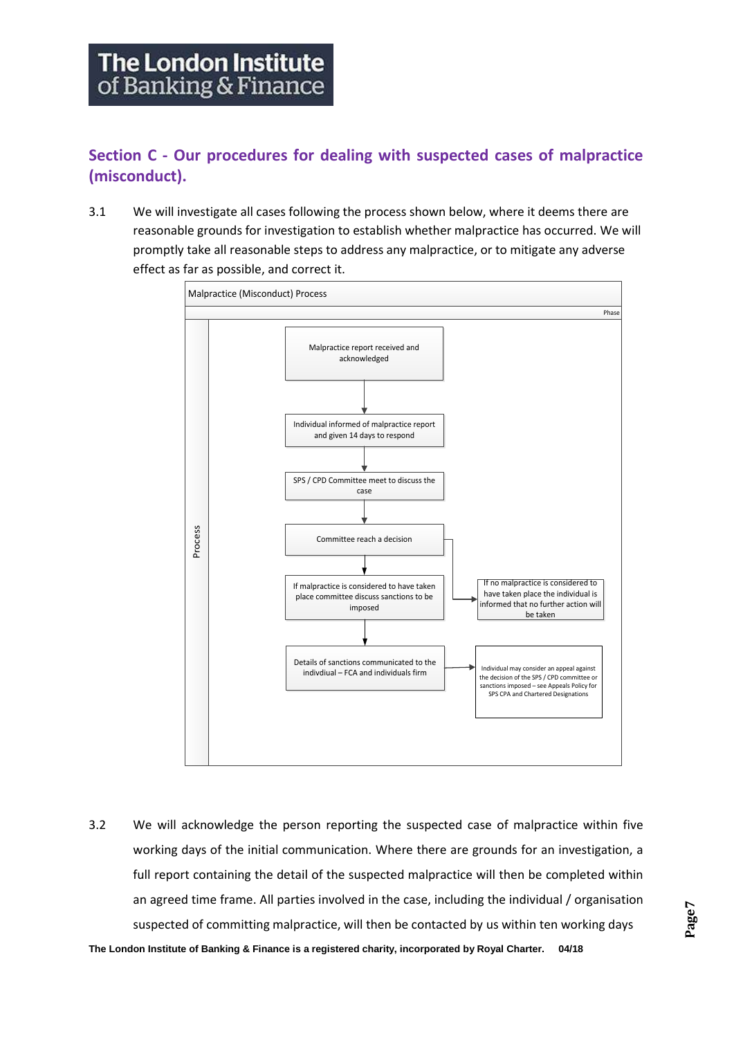## Section C - Our procedures for dealing with suspected cases of malpractice (misconduct).

3.1 We will investigate all cases following the process shown below, where it deems there are reasonable grounds for investigation to establish whether malpractice has occurred. We will promptly take all reasonable steps to address any malpractice, or to mitigate any adverse effect as far as possible, and correct it.

**Malpractice (Misconduct) Process**

Phase

Process

1. Malpractice report received and acknowledged
2. Individual informed of malpractice report and given 14 days to respond
3. SPS / CPD Committee meet to discuss the case
4. Committee reach a decision
   - If no malpractice is considered to have taken place the individual is informed that no further action will be taken
5. If malpractice is considered to have taken place committee discuss sanctions to be imposed
6. Details of sanctions communicated to the indivdiual – FCA and individuals firm
   - Individual may consider an appeal against the decision of the SPS / CPD committee or sanctions imposed – see Appeals Policy for SPS CPA and Chartered Designations

3.2 We will acknowledge the person reporting the suspected case of malpractice within five working days of the initial communication. Where there are grounds for an investigation, a full report containing the detail of the suspected malpractice will then be completed within an agreed time frame. All parties involved in the case, including the individual / organisation suspected of committing malpractice, will then be contacted by us within ten working days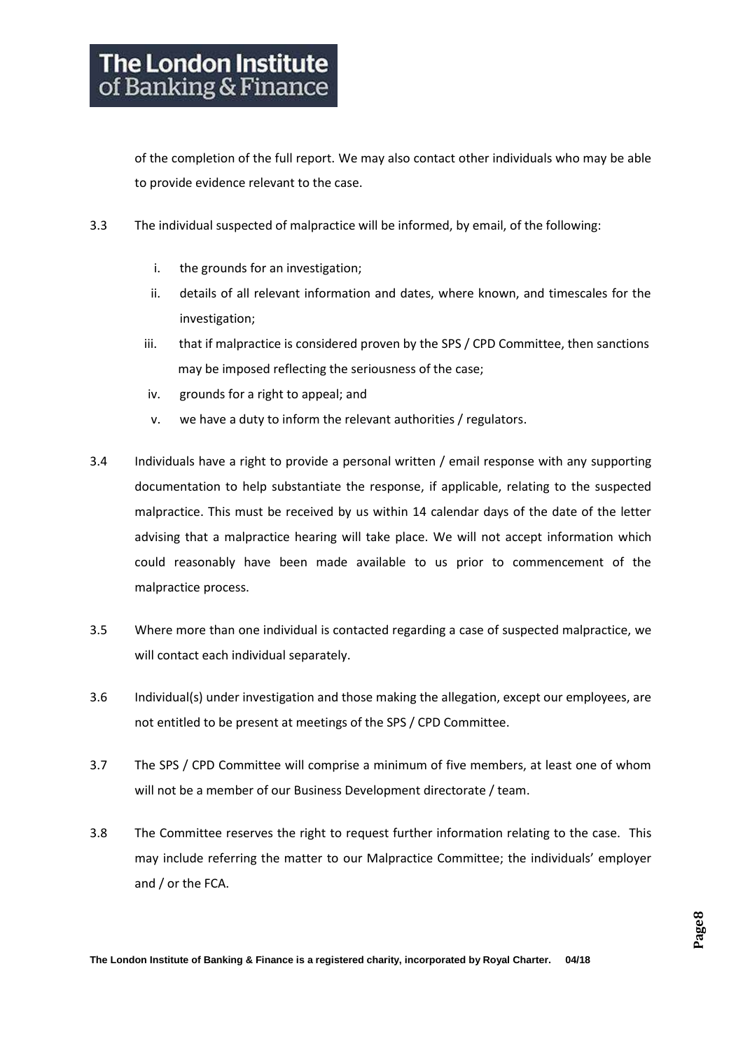of the completion of the full report. We may also contact other individuals who may be able to provide evidence relevant to the case.

3.3 The individual suspected of malpractice will be informed, by email, of the following:

  i. the grounds for an investigation;
  ii. details of all relevant information and dates, where known, and timescales for the investigation;
  iii. that if malpractice is considered proven by the SPS / CPD Committee, then sanctions may be imposed reflecting the seriousness of the case;
  iv. grounds for a right to appeal; and
  v. we have a duty to inform the relevant authorities / regulators.

3.4 Individuals have a right to provide a personal written / email response with any supporting documentation to help substantiate the response, if applicable, relating to the suspected malpractice. This must be received by us within 14 calendar days of the date of the letter advising that a malpractice hearing will take place. We will not accept information which could reasonably have been made available to us prior to commencement of the malpractice process.

3.5 Where more than one individual is contacted regarding a case of suspected malpractice, we will contact each individual separately.

3.6 Individual(s) under investigation and those making the allegation, except our employees, are not entitled to be present at meetings of the SPS / CPD Committee.

3.7 The SPS / CPD Committee will comprise a minimum of five members, at least one of whom will not be a member of our Business Development directorate / team.

3.8 The Committee reserves the right to request further information relating to the case. This may include referring the matter to our Malpractice Committee; the individuals' employer and / or the FCA.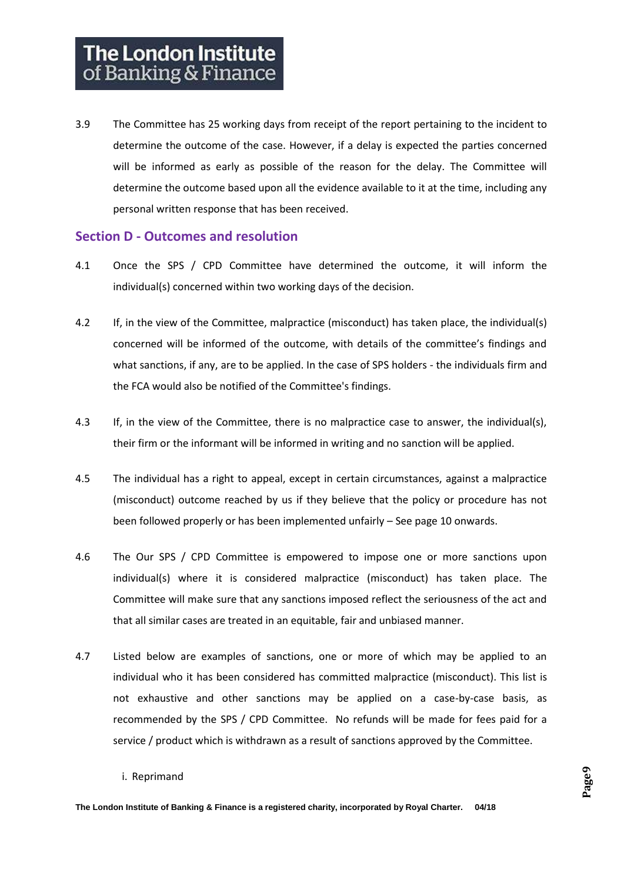3.9 The Committee has 25 working days from receipt of the report pertaining to the incident to determine the outcome of the case. However, if a delay is expected the parties concerned will be informed as early as possible of the reason for the delay. The Committee will determine the outcome based upon all the evidence available to it at the time, including any personal written response that has been received.

## Section D - Outcomes and resolution

4.1 Once the SPS / CPD Committee have determined the outcome, it will inform the individual(s) concerned within two working days of the decision.

4.2 If, in the view of the Committee, malpractice (misconduct) has taken place, the individual(s) concerned will be informed of the outcome, with details of the committee's findings and what sanctions, if any, are to be applied. In the case of SPS holders - the individuals firm and the FCA would also be notified of the Committee's findings.

4.3 If, in the view of the Committee, there is no malpractice case to answer, the individual(s), their firm or the informant will be informed in writing and no sanction will be applied.

4.5 The individual has a right to appeal, except in certain circumstances, against a malpractice (misconduct) outcome reached by us if they believe that the policy or procedure has not been followed properly or has been implemented unfairly – See page 10 onwards.

4.6 The Our SPS / CPD Committee is empowered to impose one or more sanctions upon individual(s) where it is considered malpractice (misconduct) has taken place. The Committee will make sure that any sanctions imposed reflect the seriousness of the act and that all similar cases are treated in an equitable, fair and unbiased manner.

4.7 Listed below are examples of sanctions, one or more of which may be applied to an individual who it has been considered has committed malpractice (misconduct). This list is not exhaustive and other sanctions may be applied on a case-by-case basis, as recommended by the SPS / CPD Committee. No refunds will be made for fees paid for a service / product which is withdrawn as a result of sanctions approved by the Committee.

i. Reprimand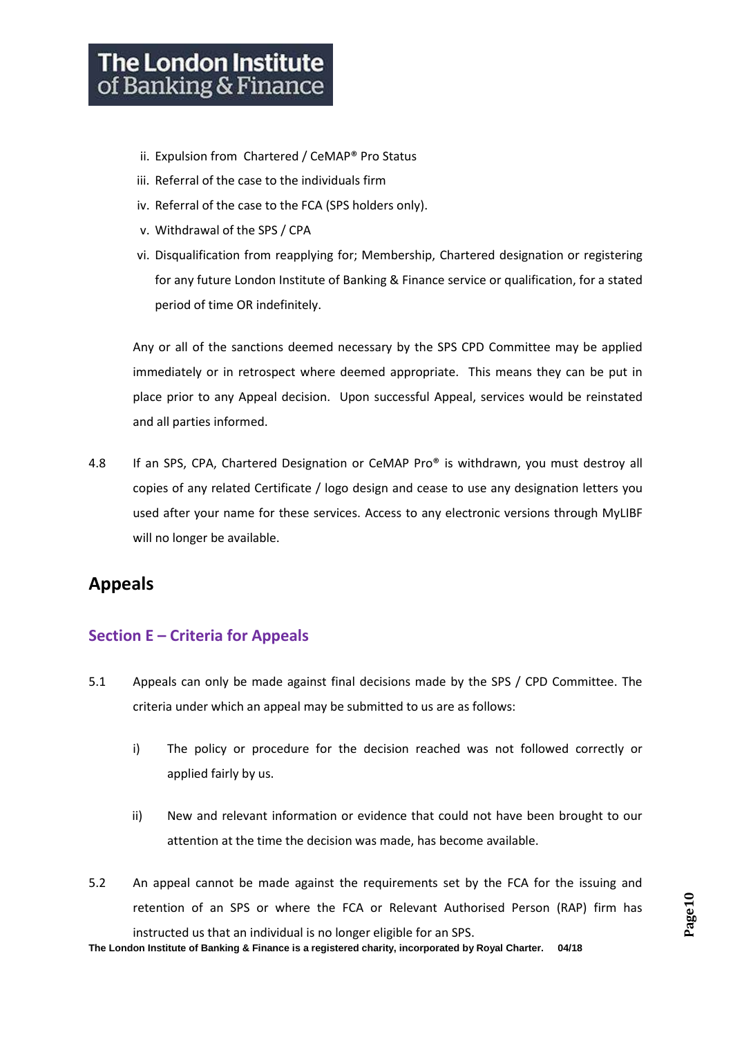ii. Expulsion from Chartered / CeMAP® Pro Status

iii. Referral of the case to the individuals firm

iv. Referral of the case to the FCA (SPS holders only).

v. Withdrawal of the SPS / CPA

vi. Disqualification from reapplying for; Membership, Chartered designation or registering for any future London Institute of Banking & Finance service or qualification, for a stated period of time OR indefinitely.

Any or all of the sanctions deemed necessary by the SPS CPD Committee may be applied immediately or in retrospect where deemed appropriate. This means they can be put in place prior to any Appeal decision. Upon successful Appeal, services would be reinstated and all parties informed.

4.8 If an SPS, CPA, Chartered Designation or CeMAP Pro® is withdrawn, you must destroy all copies of any related Certificate / logo design and cease to use any designation letters you used after your name for these services. Access to any electronic versions through MyLIBF will no longer be available.

# Appeals

## Section E – Criteria for Appeals

5.1 Appeals can only be made against final decisions made by the SPS / CPD Committee. The criteria under which an appeal may be submitted to us are as follows:

i) The policy or procedure for the decision reached was not followed correctly or applied fairly by us.

ii) New and relevant information or evidence that could not have been brought to our attention at the time the decision was made, has become available.

5.2 An appeal cannot be made against the requirements set by the FCA for the issuing and retention of an SPS or where the FCA or Relevant Authorised Person (RAP) firm has instructed us that an individual is no longer eligible for an SPS.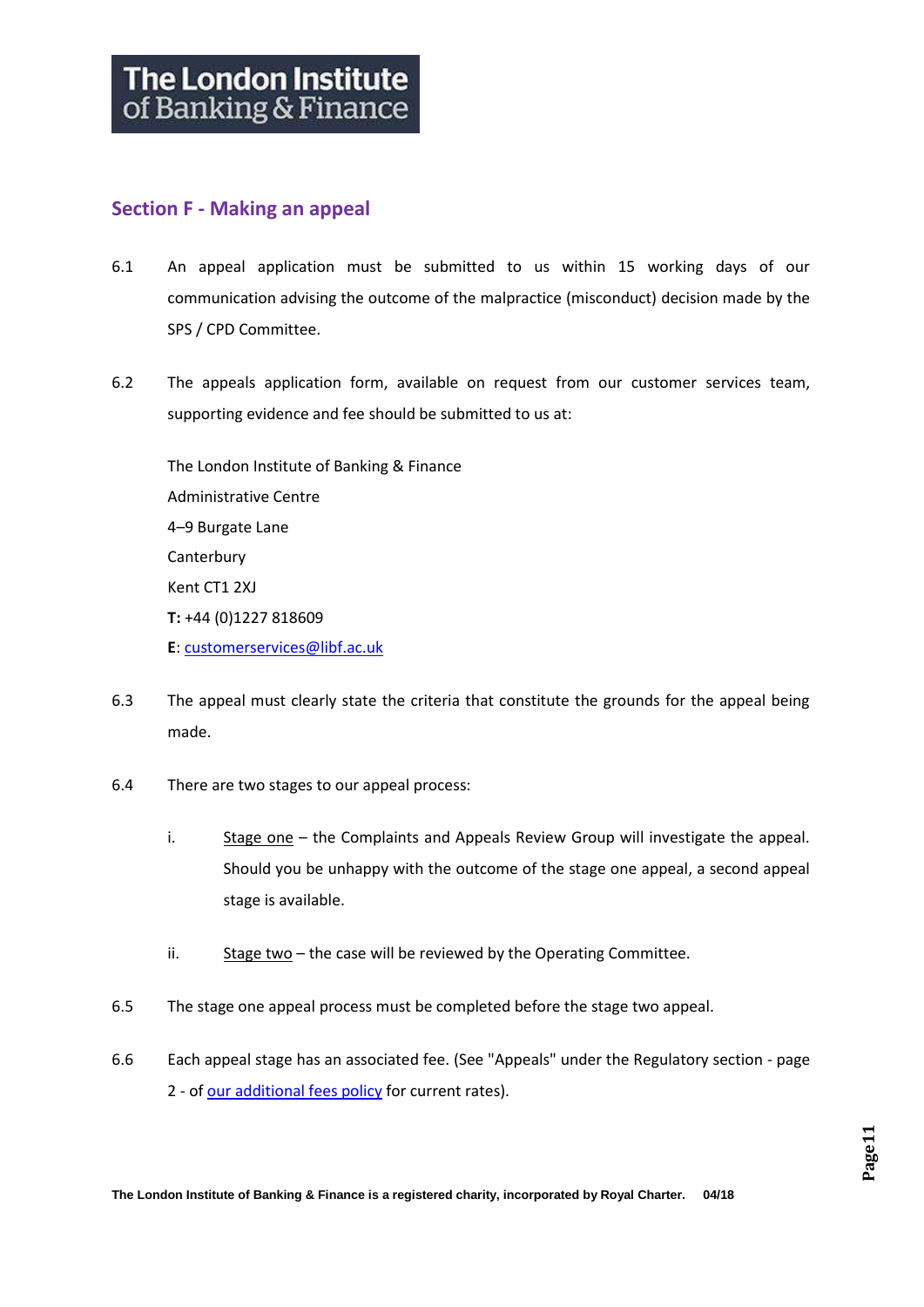## Section F - Making an appeal

6.1 An appeal application must be submitted to us within 15 working days of our communication advising the outcome of the malpractice (misconduct) decision made by the SPS / CPD Committee.

6.2 The appeals application form, available on request from our customer services team, supporting evidence and fee should be submitted to us at:

The London Institute of Banking & Finance
Administrative Centre
4–9 Burgate Lane
Canterbury
Kent CT1 2XJ
**T:** +44 (0)1227 818609
**E**: customerservices@libf.ac.uk

6.3 The appeal must clearly state the criteria that constitute the grounds for the appeal being made.

6.4 There are two stages to our appeal process:

i. Stage one – the Complaints and Appeals Review Group will investigate the appeal. Should you be unhappy with the outcome of the stage one appeal, a second appeal stage is available.

ii. Stage two – the case will be reviewed by the Operating Committee.

6.5 The stage one appeal process must be completed before the stage two appeal.

6.6 Each appeal stage has an associated fee. (See "Appeals" under the Regulatory section - page 2 - of our additional fees policy for current rates).

**The London Institute of Banking & Finance is a registered charity, incorporated by Royal Charter. 04/18**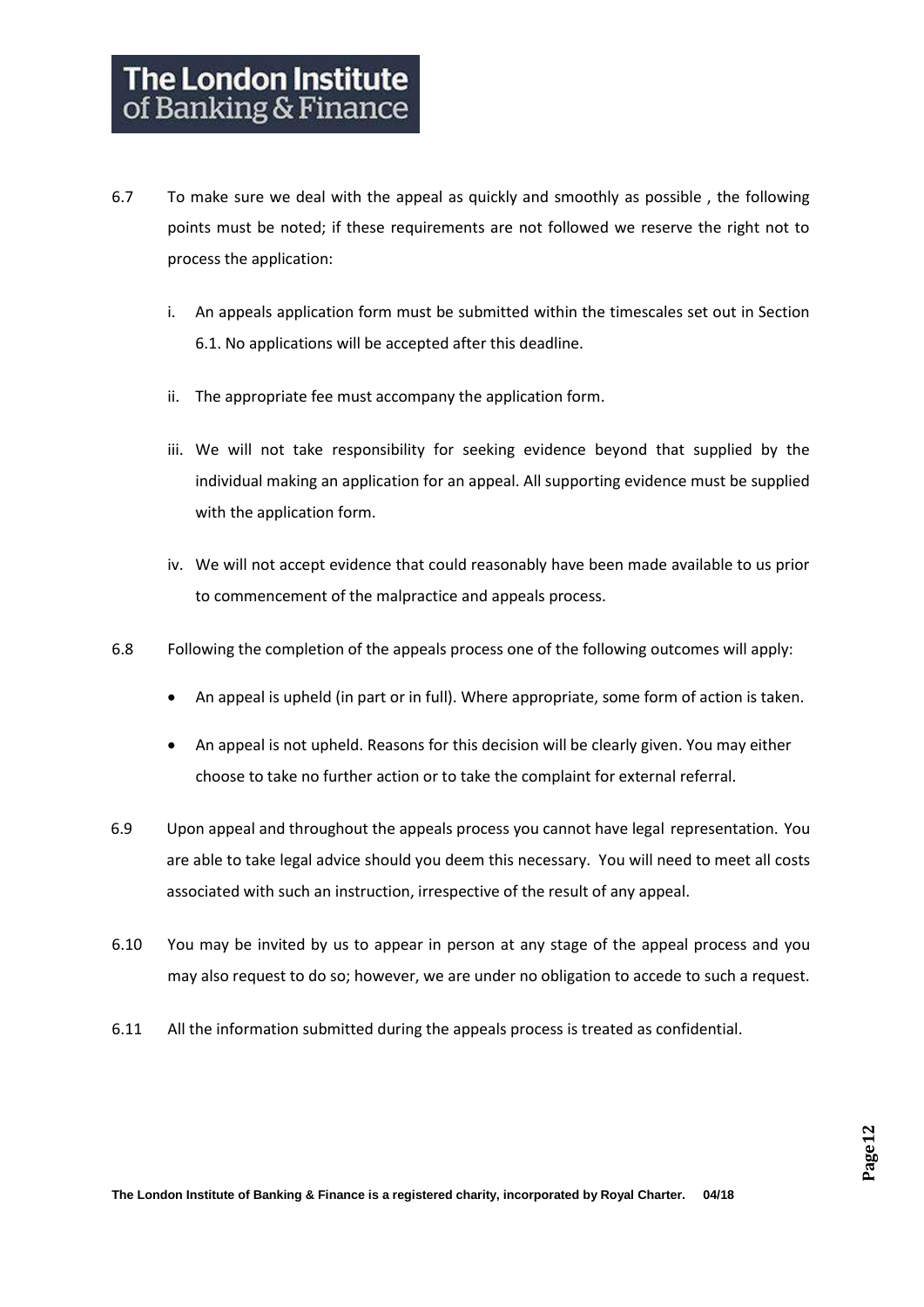6.7 To make sure we deal with the appeal as quickly and smoothly as possible , the following points must be noted; if these requirements are not followed we reserve the right not to process the application:

   i. An appeals application form must be submitted within the timescales set out in Section 6.1. No applications will be accepted after this deadline.

   ii. The appropriate fee must accompany the application form.

   iii. We will not take responsibility for seeking evidence beyond that supplied by the individual making an application for an appeal. All supporting evidence must be supplied with the application form.

   iv. We will not accept evidence that could reasonably have been made available to us prior to commencement of the malpractice and appeals process.

6.8 Following the completion of the appeals process one of the following outcomes will apply:

- An appeal is upheld (in part or in full). Where appropriate, some form of action is taken.
- An appeal is not upheld. Reasons for this decision will be clearly given. You may either choose to take no further action or to take the complaint for external referral.

6.9 Upon appeal and throughout the appeals process you cannot have legal representation. You are able to take legal advice should you deem this necessary. You will need to meet all costs associated with such an instruction, irrespective of the result of any appeal.

6.10 You may be invited by us to appear in person at any stage of the appeal process and you may also request to do so; however, we are under no obligation to accede to such a request.

6.11 All the information submitted during the appeals process is treated as confidential.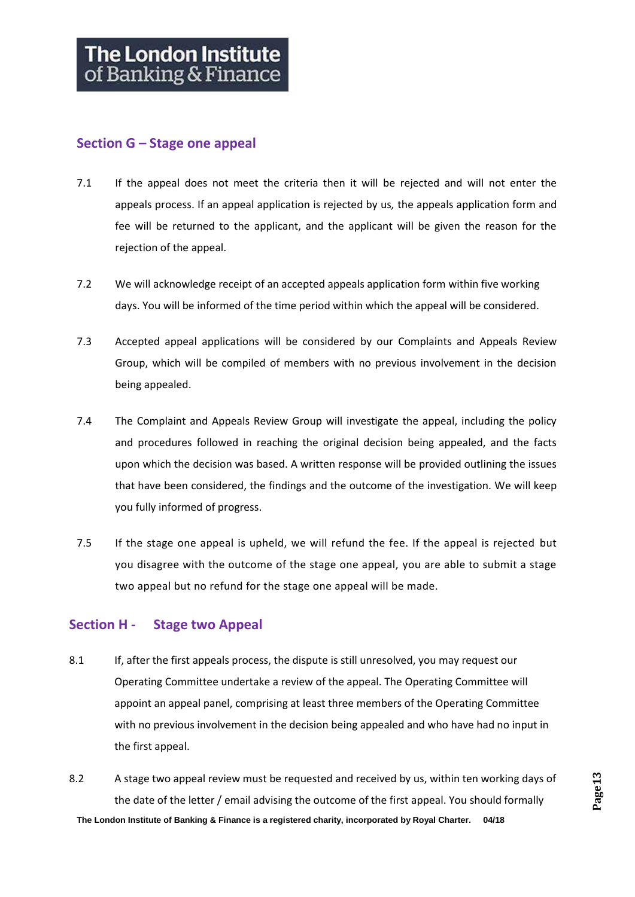## Section G – Stage one appeal

7.1 If the appeal does not meet the criteria then it will be rejected and will not enter the appeals process. If an appeal application is rejected by us, the appeals application form and fee will be returned to the applicant, and the applicant will be given the reason for the rejection of the appeal.

7.2 We will acknowledge receipt of an accepted appeals application form within five working days. You will be informed of the time period within which the appeal will be considered.

7.3 Accepted appeal applications will be considered by our Complaints and Appeals Review Group, which will be compiled of members with no previous involvement in the decision being appealed.

7.4 The Complaint and Appeals Review Group will investigate the appeal, including the policy and procedures followed in reaching the original decision being appealed, and the facts upon which the decision was based. A written response will be provided outlining the issues that have been considered, the findings and the outcome of the investigation. We will keep you fully informed of progress.

7.5 If the stage one appeal is upheld, we will refund the fee. If the appeal is rejected but you disagree with the outcome of the stage one appeal, you are able to submit a stage two appeal but no refund for the stage one appeal will be made.

## Section H - Stage two Appeal

8.1 If, after the first appeals process, the dispute is still unresolved, you may request our Operating Committee undertake a review of the appeal. The Operating Committee will appoint an appeal panel, comprising at least three members of the Operating Committee with no previous involvement in the decision being appealed and who have had no input in the first appeal.

8.2 A stage two appeal review must be requested and received by us, within ten working days of the date of the letter / email advising the outcome of the first appeal. You should formally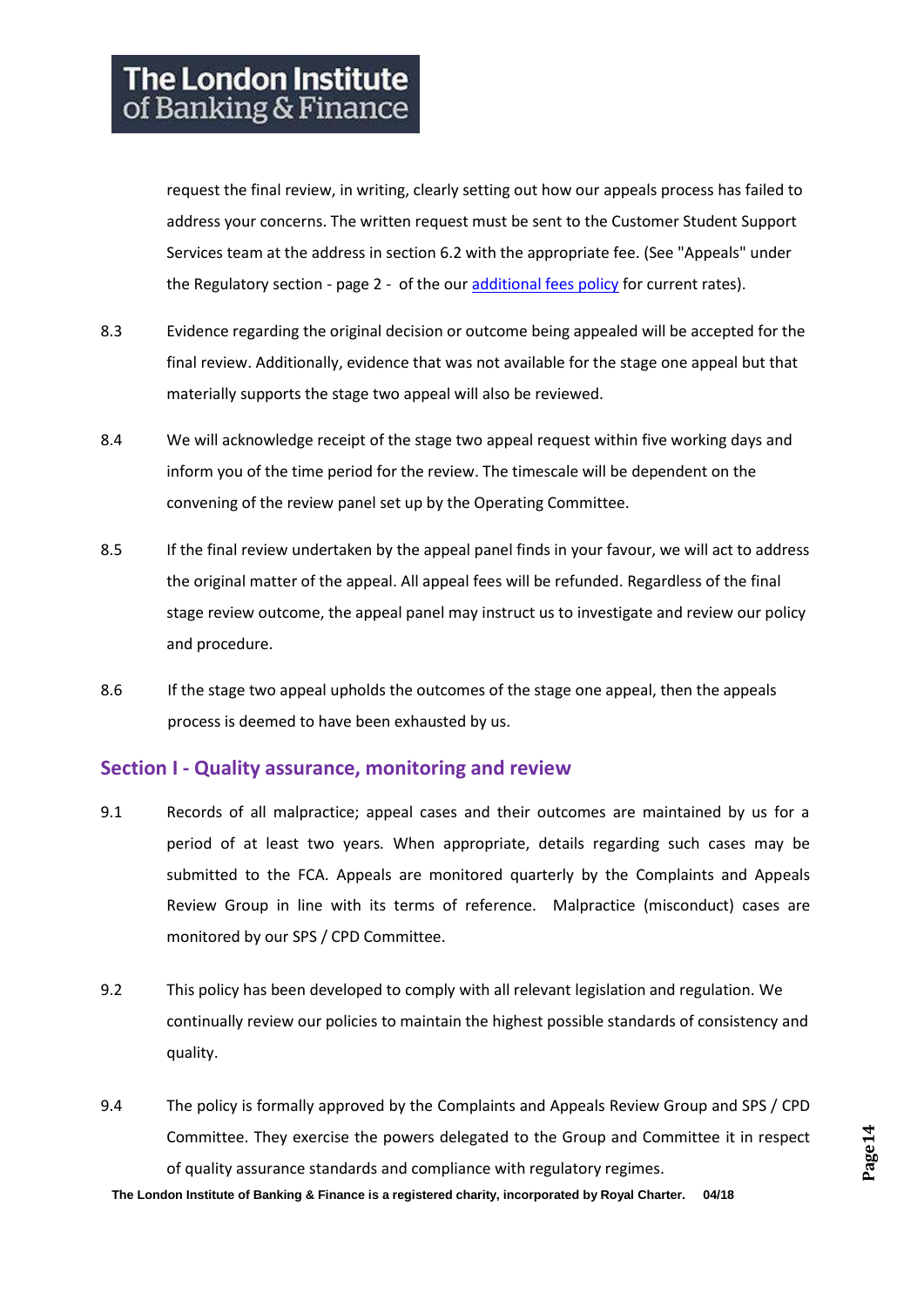request the final review, in writing, clearly setting out how our appeals process has failed to address your concerns. The written request must be sent to the Customer Student Support Services team at the address in section 6.2 with the appropriate fee. (See "Appeals" under the Regulatory section - page 2 - of the our [additional fees policy](#) for current rates).

8.3 Evidence regarding the original decision or outcome being appealed will be accepted for the final review. Additionally, evidence that was not available for the stage one appeal but that materially supports the stage two appeal will also be reviewed.

8.4 We will acknowledge receipt of the stage two appeal request within five working days and inform you of the time period for the review. The timescale will be dependent on the convening of the review panel set up by the Operating Committee.

8.5 If the final review undertaken by the appeal panel finds in your favour, we will act to address the original matter of the appeal. All appeal fees will be refunded. Regardless of the final stage review outcome, the appeal panel may instruct us to investigate and review our policy and procedure.

8.6 If the stage two appeal upholds the outcomes of the stage one appeal, then the appeals process is deemed to have been exhausted by us.

## Section I - Quality assurance, monitoring and review

9.1 Records of all malpractice; appeal cases and their outcomes are maintained by us for a period of at least two years. When appropriate, details regarding such cases may be submitted to the FCA. Appeals are monitored quarterly by the Complaints and Appeals Review Group in line with its terms of reference. Malpractice (misconduct) cases are monitored by our SPS / CPD Committee.

9.2 This policy has been developed to comply with all relevant legislation and regulation. We continually review our policies to maintain the highest possible standards of consistency and quality.

9.4 The policy is formally approved by the Complaints and Appeals Review Group and SPS / CPD Committee. They exercise the powers delegated to the Group and Committee it in respect of quality assurance standards and compliance with regulatory regimes.